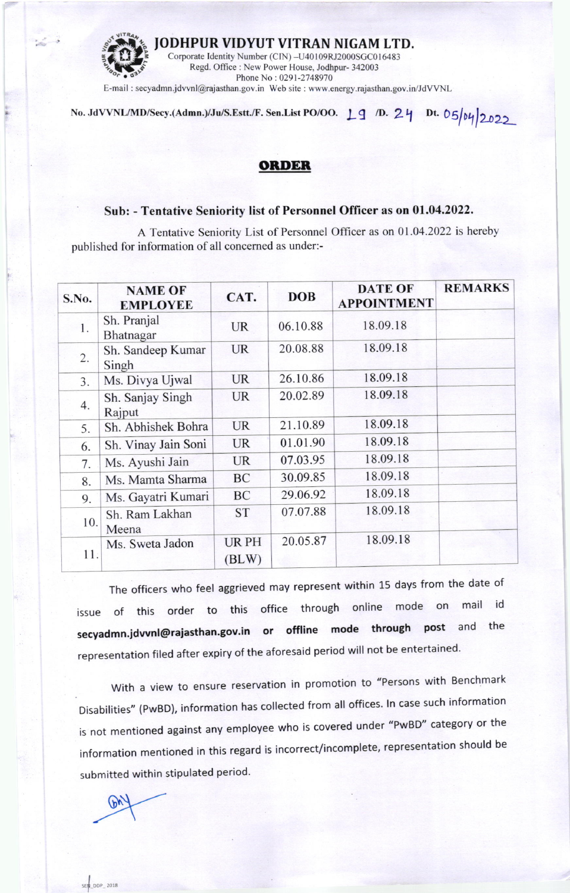# JODHPUR VIDYUT VITRAN NIGAM LTD.

Corporate Identity Number (CIN) –U40109RJ2000SGC016483
Regd. Office : New Power House, Jodhpur- 342003
Phone No : 0291-2748970
E-mail : secyadmn.jdvvnl@rajasthan.gov.in Web site : www.energy.rajasthan.gov.in/JdVVNL

No. JdVVNL/MD/Secy.(Admn.)/Ju/S.Estt./F. Sen.List PO/OO. 19 /D. 24 Dt. 05/04/2022

## ORDER

**Sub: - Tentative Seniority list of Personnel Officer as on 01.04.2022.**

A Tentative Seniority List of Personnel Officer as on 01.04.2022 is hereby published for information of all concerned as under:-

| S.No. | NAME OF EMPLOYEE | CAT. | DOB | DATE OF APPOINTMENT | REMARKS |
|---|---|---|---|---|---|
| 1. | Sh. Pranjal Bhatnagar | UR | 06.10.88 | 18.09.18 | |
| 2. | Sh. Sandeep Kumar Singh | UR | 20.08.88 | 18.09.18 | |
| 3. | Ms. Divya Ujwal | UR | 26.10.86 | 18.09.18 | |
| 4. | Sh. Sanjay Singh Rajput | UR | 20.02.89 | 18.09.18 | |
| 5. | Sh. Abhishek Bohra | UR | 21.10.89 | 18.09.18 | |
| 6. | Sh. Vinay Jain Soni | UR | 01.01.90 | 18.09.18 | |
| 7. | Ms. Ayushi Jain | UR | 07.03.95 | 18.09.18 | |
| 8. | Ms. Mamta Sharma | BC | 30.09.85 | 18.09.18 | |
| 9. | Ms. Gayatri Kumari | BC | 29.06.92 | 18.09.18 | |
| 10. | Sh. Ram Lakhan Meena | ST | 07.07.88 | 18.09.18 | |
| 11. | Ms. Sweta Jadon | UR PH (BLW) | 20.05.87 | 18.09.18 | |

The officers who feel aggrieved may represent within 15 days from the date of issue of this order to this office through online mode on mail id **secyadmn.jdvvnl@rajasthan.gov.in or offline mode through post** and the representation filed after expiry of the aforesaid period will not be entertained.

With a view to ensure reservation in promotion to "Persons with Benchmark Disabilities" (PwBD), information has collected from all offices. In case such information is not mentioned against any employee who is covered under "PwBD" category or the information mentioned in this regard is incorrect/incomplete, representation should be submitted within stipulated period.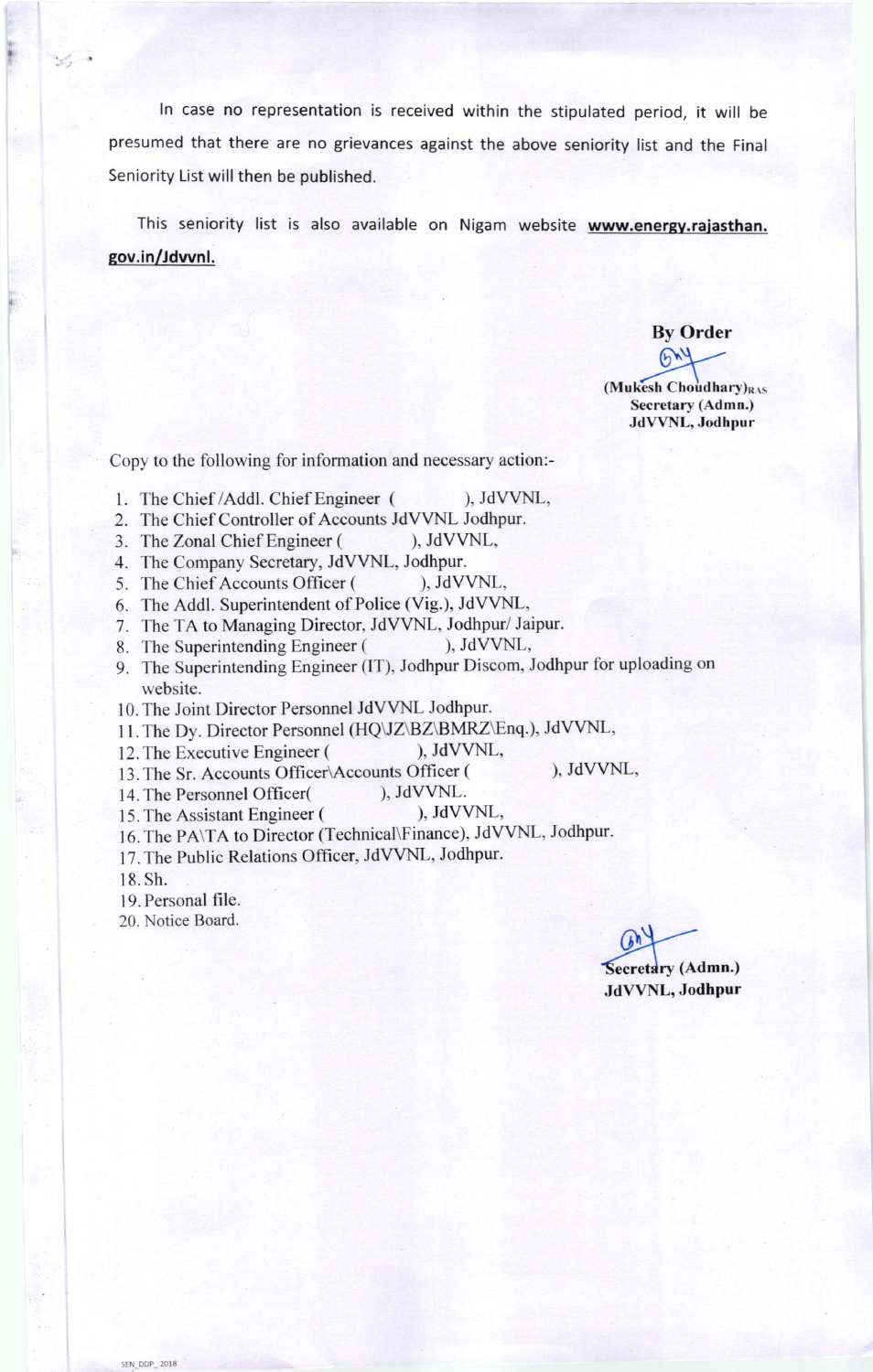In case no representation is received within the stipulated period, it will be presumed that there are no grievances against the above seniority list and the Final Seniority List will then be published.

This seniority list is also available on Nigam website **www.energy.rajasthan.gov.in/Jdvvnl.**

**By Order**

**(Mukesh Choudhary)RAS**
**Secretary (Admn.)**
**JdVVNL, Jodhpur**

Copy to the following for information and necessary action:-

1. The Chief /Addl. Chief Engineer ( ), JdVVNL,
2. The Chief Controller of Accounts JdVVNL Jodhpur.
3. The Zonal Chief Engineer ( ), JdVVNL,
4. The Company Secretary, JdVVNL, Jodhpur.
5. The Chief Accounts Officer ( ), JdVVNL,
6. The Addl. Superintendent of Police (Vig.), JdVVNL,
7. The TA to Managing Director, JdVVNL, Jodhpur/ Jaipur.
8. The Superintending Engineer ( ), JdVVNL,
9. The Superintending Engineer (IT), Jodhpur Discom, Jodhpur for uploading on website.
10. The Joint Director Personnel JdVVNL Jodhpur.
11. The Dy. Director Personnel (HQ\JZ\BZ\BMRZ\Enq.), JdVVNL,
12. The Executive Engineer ( ), JdVVNL,
13. The Sr. Accounts Officer\Accounts Officer ( ), JdVVNL,
14. The Personnel Officer( ), JdVVNL.
15. The Assistant Engineer ( ), JdVVNL,
16. The PA\TA to Director (Technical\Finance), JdVVNL, Jodhpur.
17. The Public Relations Officer, JdVVNL, Jodhpur.
18. Sh.
19. Personal file.
20. Notice Board.

**Secretary (Admn.)**
**JdVVNL, Jodhpur**